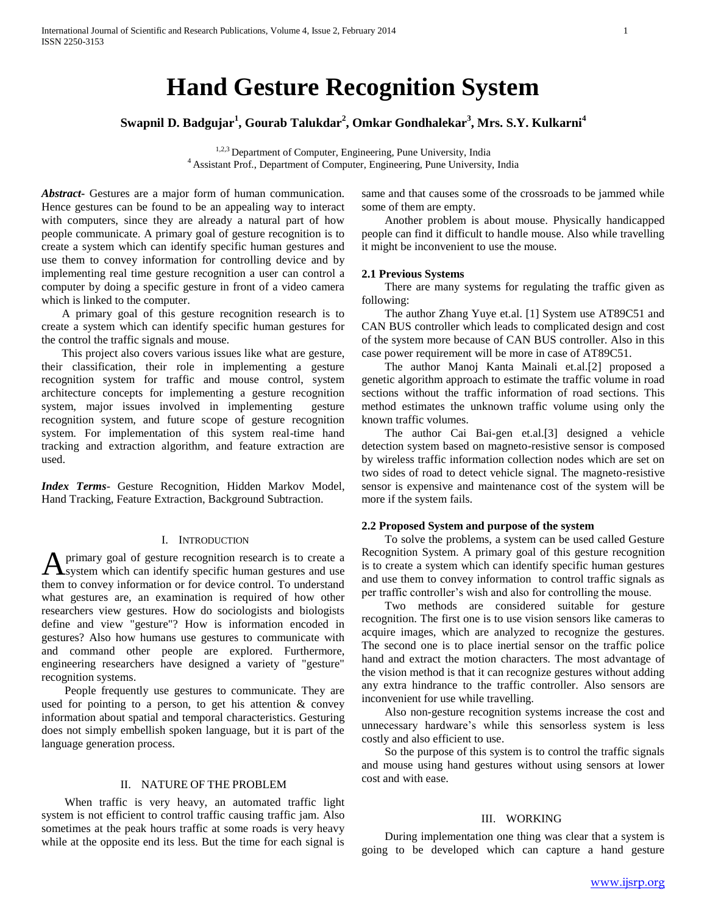# Hand Gesture Recognition System

**Swapnil D. Badgujar[1], Gourab Talukdar[2], Omkar Gondhalekar[3], Mrs. S.Y. Kulkarni[4]**

[1,2,3] Department of Computer, Engineering, Pune University, India
[4] Assistant Prof., Department of Computer, Engineering, Pune University, India

***Abstract-*** Gestures are a major form of human communication. Hence gestures can be found to be an appealing way to interact with computers, since they are already a natural part of how people communicate. A primary goal of gesture recognition is to create a system which can identify specific human gestures and use them to convey information for controlling device and by implementing real time gesture recognition a user can control a computer by doing a specific gesture in front of a video camera which is linked to the computer.

A primary goal of this gesture recognition research is to create a system which can identify specific human gestures for the control the traffic signals and mouse.

This project also covers various issues like what are gesture, their classification, their role in implementing a gesture recognition system for traffic and mouse control, system architecture concepts for implementing a gesture recognition system, major issues involved in implementing gesture recognition system, and future scope of gesture recognition system. For implementation of this system real-time hand tracking and extraction algorithm, and feature extraction are used.

***Index Terms-*** Gesture Recognition, Hidden Markov Model, Hand Tracking, Feature Extraction, Background Subtraction.

## I. Introduction

A primary goal of gesture recognition research is to create a system which can identify specific human gestures and use them to convey information or for device control. To understand what gestures are, an examination is required of how other researchers view gestures. How do sociologists and biologists define and view "gesture"? How is information encoded in gestures? Also how humans use gestures to communicate with and command other people are explored. Furthermore, engineering researchers have designed a variety of "gesture" recognition systems.

People frequently use gestures to communicate. They are used for pointing to a person, to get his attention & convey information about spatial and temporal characteristics. Gesturing does not simply embellish spoken language, but it is part of the language generation process.

## II. Nature of the Problem

When traffic is very heavy, an automated traffic light system is not efficient to control traffic causing traffic jam. Also sometimes at the peak hours traffic at some roads is very heavy while at the opposite end its less. But the time for each signal is same and that causes some of the crossroads to be jammed while some of them are empty.

Another problem is about mouse. Physically handicapped people can find it difficult to handle mouse. Also while travelling it might be inconvenient to use the mouse.

### 2.1 Previous Systems

There are many systems for regulating the traffic given as following:

The author Zhang Yuye et.al. [1] System use AT89C51 and CAN BUS controller which leads to complicated design and cost of the system more because of CAN BUS controller. Also in this case power requirement will be more in case of AT89C51.

The author Manoj Kanta Mainali et.al.[2] proposed a genetic algorithm approach to estimate the traffic volume in road sections without the traffic information of road sections. This method estimates the unknown traffic volume using only the known traffic volumes.

The author Cai Bai-gen et.al.[3] designed a vehicle detection system based on magneto-resistive sensor is composed by wireless traffic information collection nodes which are set on two sides of road to detect vehicle signal. The magneto-resistive sensor is expensive and maintenance cost of the system will be more if the system fails.

### 2.2 Proposed System and purpose of the system

To solve the problems, a system can be used called Gesture Recognition System. A primary goal of this gesture recognition is to create a system which can identify specific human gestures and use them to convey information to control traffic signals as per traffic controller's wish and also for controlling the mouse.

Two methods are considered suitable for gesture recognition. The first one is to use vision sensors like cameras to acquire images, which are analyzed to recognize the gestures. The second one is to place inertial sensor on the traffic police hand and extract the motion characters. The most advantage of the vision method is that it can recognize gestures without adding any extra hindrance to the traffic controller. Also sensors are inconvenient for use while travelling.

Also non-gesture recognition systems increase the cost and unnecessary hardware's while this sensorless system is less costly and also efficient to use.

So the purpose of this system is to control the traffic signals and mouse using hand gestures without using sensors at lower cost and with ease.

## III. Working

During implementation one thing was clear that a system is going to be developed which can capture a hand gesture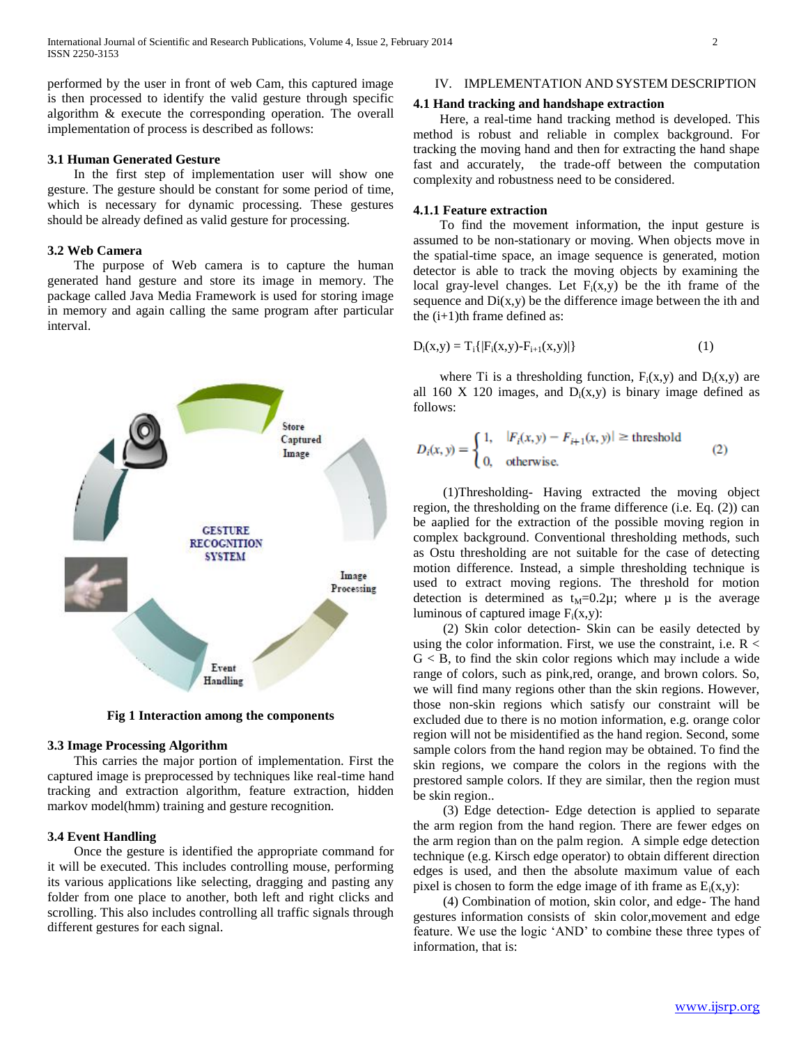performed by the user in front of web Cam, this captured image is then processed to identify the valid gesture through specific algorithm & execute the corresponding operation. The overall implementation of process is described as follows:

### 3.1 Human Generated Gesture

In the first step of implementation user will show one gesture. The gesture should be constant for some period of time, which is necessary for dynamic processing. These gestures should be already defined as valid gesture for processing.

### 3.2 Web Camera

The purpose of Web camera is to capture the human generated hand gesture and store its image in memory. The package called Java Media Framework is used for storing image in memory and again calling the same program after particular interval.

**Fig 1 Interaction among the components**

### 3.3 Image Processing Algorithm

This carries the major portion of implementation. First the captured image is preprocessed by techniques like real-time hand tracking and extraction algorithm, feature extraction, hidden markov model(hmm) training and gesture recognition.

### 3.4 Event Handling

Once the gesture is identified the appropriate command for it will be executed. This includes controlling mouse, performing its various applications like selecting, dragging and pasting any folder from one place to another, both left and right clicks and scrolling. This also includes controlling all traffic signals through different gestures for each signal.

## IV. IMPLEMENTATION AND SYSTEM DESCRIPTION

### 4.1 Hand tracking and handshape extraction

Here, a real-time hand tracking method is developed. This method is robust and reliable in complex background. For tracking the moving hand and then for extracting the hand shape fast and accurately, the trade-off between the computation complexity and robustness need to be considered.

#### 4.1.1 Feature extraction

To find the movement information, the input gesture is assumed to be non-stationary or moving. When objects move in the spatial-time space, an image sequence is generated, motion detector is able to track the moving objects by examining the local gray-level changes. Let $F_i(x,y)$ be the ith frame of the sequence and Di(x,y) be the difference image between the ith and the (i+1)th frame defined as:

$$D_i(x,y) = T_i\{|F_i(x,y)-F_{i+1}(x,y)|\} \qquad (1)$$

where Ti is a thresholding function, $F_i(x,y)$ and $D_i(x,y)$ are all 160 X 120 images, and $D_i(x,y)$ is binary image defined as follows:

$$D_i(x,y) = \begin{cases} 1, & |F_i(x,y) - F_{i+1}(x,y)| \geq \text{threshold} \\ 0, & \text{otherwise.} \end{cases} \qquad (2)$$

(1)Thresholding- Having extracted the moving object region, the thresholding on the frame difference (i.e. Eq. (2)) can be aaplied for the extraction of the possible moving region in complex background. Conventional thresholding methods, such as Ostu thresholding are not suitable for the case of detecting motion difference. Instead, a simple thresholding technique is used to extract moving regions. The threshold for motion detection is determined as $t_M$=0.2µ; where µ is the average luminous of captured image $F_i(x,y)$:

(2) Skin color detection- Skin can be easily detected by using the color information. First, we use the constraint, i.e. R < G < B, to find the skin color regions which may include a wide range of colors, such as pink,red, orange, and brown colors. So, we will find many regions other than the skin regions. However, those non-skin regions which satisfy our constraint will be excluded due to there is no motion information, e.g. orange color region will not be misidentified as the hand region. Second, some sample colors from the hand region may be obtained. To find the skin regions, we compare the colors in the regions with the prestored sample colors. If they are similar, then the region must be skin region..

(3) Edge detection- Edge detection is applied to separate the arm region from the hand region. There are fewer edges on the arm region than on the palm region. A simple edge detection technique (e.g. Kirsch edge operator) to obtain different direction edges is used, and then the absolute maximum value of each pixel is chosen to form the edge image of ith frame as $E_i(x,y)$:

(4) Combination of motion, skin color, and edge- The hand gestures information consists of skin color,movement and edge feature. We use the logic 'AND' to combine these three types of information, that is: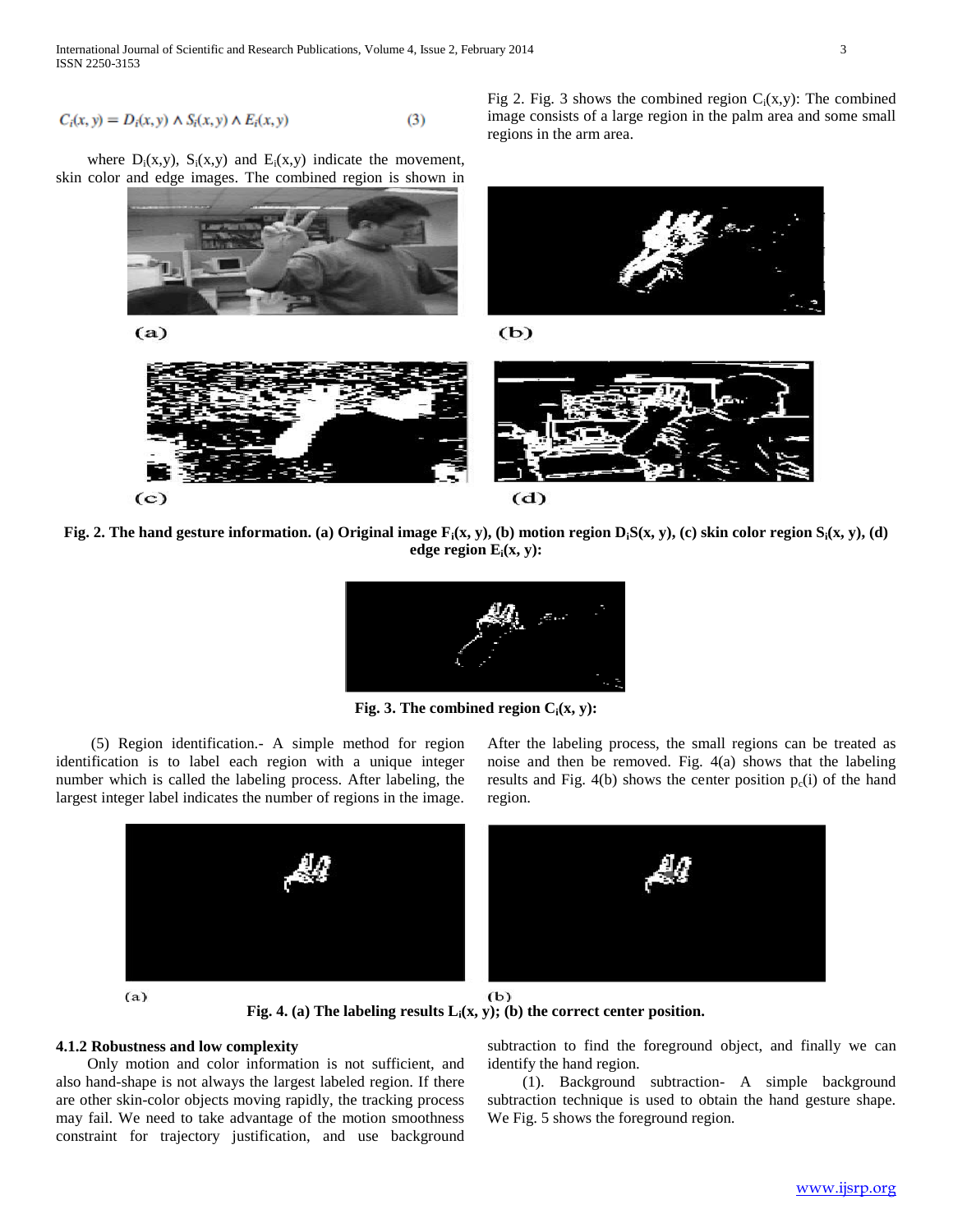$$C_i(x, y) = D_i(x, y) \wedge S_i(x, y) \wedge E_i(x, y) \quad (3)$$

where $D_i(x,y)$, $S_i(x,y)$ and $E_i(x,y)$ indicate the movement, skin color and edge images. The combined region is shown in Fig 2. Fig. 3 shows the combined region $C_i(x,y)$: The combined image consists of a large region in the palm area and some small regions in the arm area.

**Fig. 2. The hand gesture information. (a) Original image $F_i(x, y)$, (b) motion region $D_iS(x, y)$, (c) skin color region $S_i(x, y)$, (d) edge region $E_i(x, y)$:**

**Fig. 3. The combined region $C_i(x, y)$:**

(5) Region identification.- A simple method for region identification is to label each region with a unique integer number which is called the labeling process. After labeling, the largest integer label indicates the number of regions in the image. After the labeling process, the small regions can be treated as noise and then be removed. Fig. 4(a) shows that the labeling results and Fig. 4(b) shows the center position $p_c(i)$ of the hand region.

**Fig. 4. (a) The labeling results $L_i(x, y)$; (b) the correct center position.**

### 4.1.2 Robustness and low complexity

Only motion and color information is not sufficient, and also hand-shape is not always the largest labeled region. If there are other skin-color objects moving rapidly, the tracking process may fail. We need to take advantage of the motion smoothness constraint for trajectory justification, and use background subtraction to find the foreground object, and finally we can identify the hand region.

(1). Background subtraction- A simple background subtraction technique is used to obtain the hand gesture shape. We Fig. 5 shows the foreground region.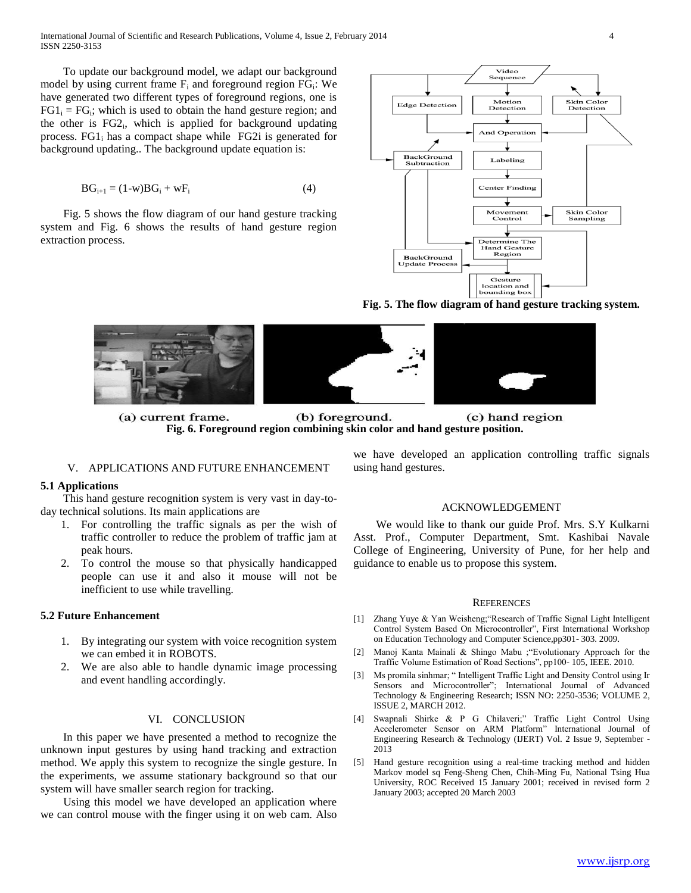To update our background model, we adapt our background model by using current frame $F_i$ and foreground region $FG_i$: We have generated two different types of foreground regions, one is $FG1_i = FG_i$; which is used to obtain the hand gesture region; and the other is $FG2_i$, which is applied for background updating process. $FG1_i$ has a compact shape while $FG2i$ is generated for background updating.. The background update equation is:

$$BG_{i+1} = (1\text{-}w)BG_i + wF_i \tag{4}$$

Fig. 5 shows the flow diagram of our hand gesture tracking system and Fig. 6 shows the results of hand gesture region extraction process.

**Fig. 5. The flow diagram of hand gesture tracking system.**

(a) current frame. (b) foreground. (c) hand region

**Fig. 6. Foreground region combining skin color and hand gesture position.**

## V. APPLICATIONS AND FUTURE ENHANCEMENT

### 5.1 Applications

This hand gesture recognition system is very vast in day-to-day technical solutions. Its main applications are

1. For controlling the traffic signals as per the wish of traffic controller to reduce the problem of traffic jam at peak hours.
2. To control the mouse so that physically handicapped people can use it and also it mouse will not be inefficient to use while travelling.

### 5.2 Future Enhancement

1. By integrating our system with voice recognition system we can embed it in ROBOTS.
2. We are also able to handle dynamic image processing and event handling accordingly.

## VI. CONCLUSION

In this paper we have presented a method to recognize the unknown input gestures by using hand tracking and extraction method. We apply this system to recognize the single gesture. In the experiments, we assume stationary background so that our system will have smaller search region for tracking.

Using this model we have developed an application where we can control mouse with the finger using it on web cam. Also we have developed an application controlling traffic signals using hand gestures.

## ACKNOWLEDGEMENT

We would like to thank our guide Prof. Mrs. S.Y Kulkarni Asst. Prof., Computer Department, Smt. Kashibai Navale College of Engineering, University of Pune, for her help and guidance to enable us to propose this system.

## REFERENCES

[1] Zhang Yuye & Yan Weisheng;"Research of Traffic Signal Light Intelligent Control System Based On Microcontroller", First International Workshop on Education Technology and Computer Science,pp301- 303. 2009.

[2] Manoj Kanta Mainali & Shingo Mabu ;"Evolutionary Approach for the Traffic Volume Estimation of Road Sections", pp100- 105, IEEE. 2010.

[3] Ms promila sinhmar; " Intelligent Traffic Light and Density Control using Ir Sensors and Microcontroller"; International Journal of Advanced Technology & Engineering Research; ISSN NO: 2250-3536; VOLUME 2, ISSUE 2, MARCH 2012.

[4] Swapnali Shirke & P G Chilaveri;" Traffic Light Control Using Accelerometer Sensor on ARM Platform" International Journal of Engineering Research & Technology (IJERT) Vol. 2 Issue 9, September - 2013

[5] Hand gesture recognition using a real-time tracking method and hidden Markov model sq Feng-Sheng Chen, Chih-Ming Fu, National Tsing Hua University, ROC Received 15 January 2001; received in revised form 2 January 2003; accepted 20 March 2003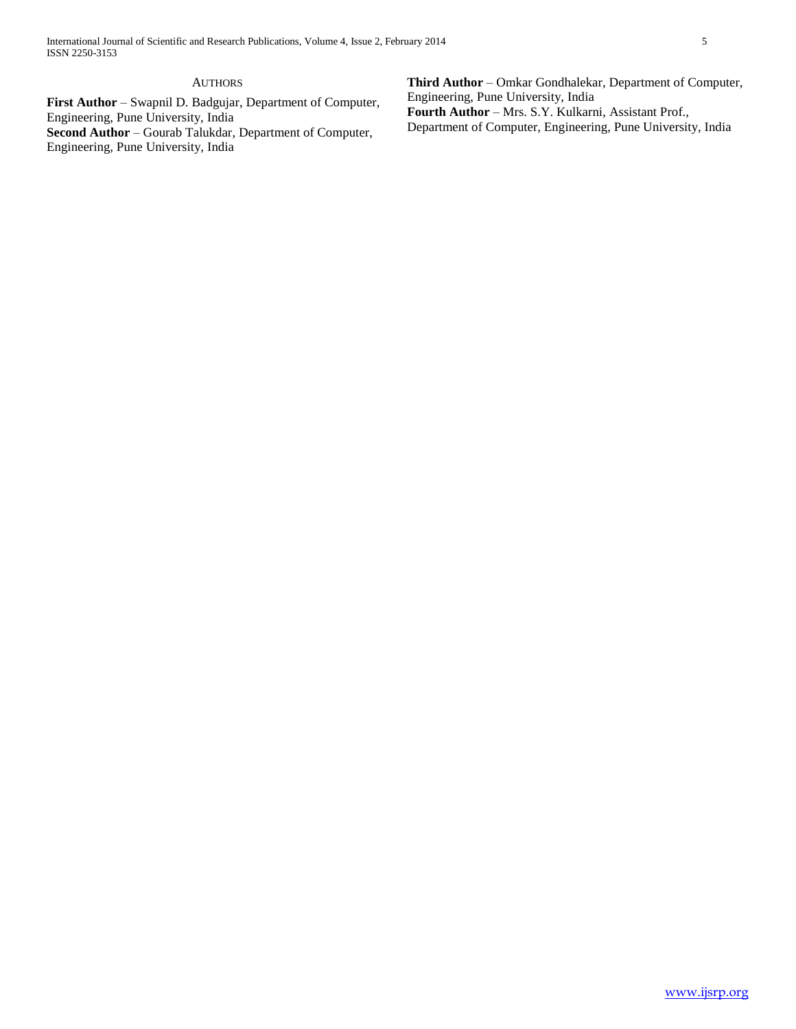## AUTHORS

**First Author** – Swapnil D. Badgujar, Department of Computer, Engineering, Pune University, India

**Second Author** – Gourab Talukdar, Department of Computer, Engineering, Pune University, India

**Third Author** – Omkar Gondhalekar, Department of Computer, Engineering, Pune University, India

**Fourth Author** – Mrs. S.Y. Kulkarni, Assistant Prof., Department of Computer, Engineering, Pune University, India